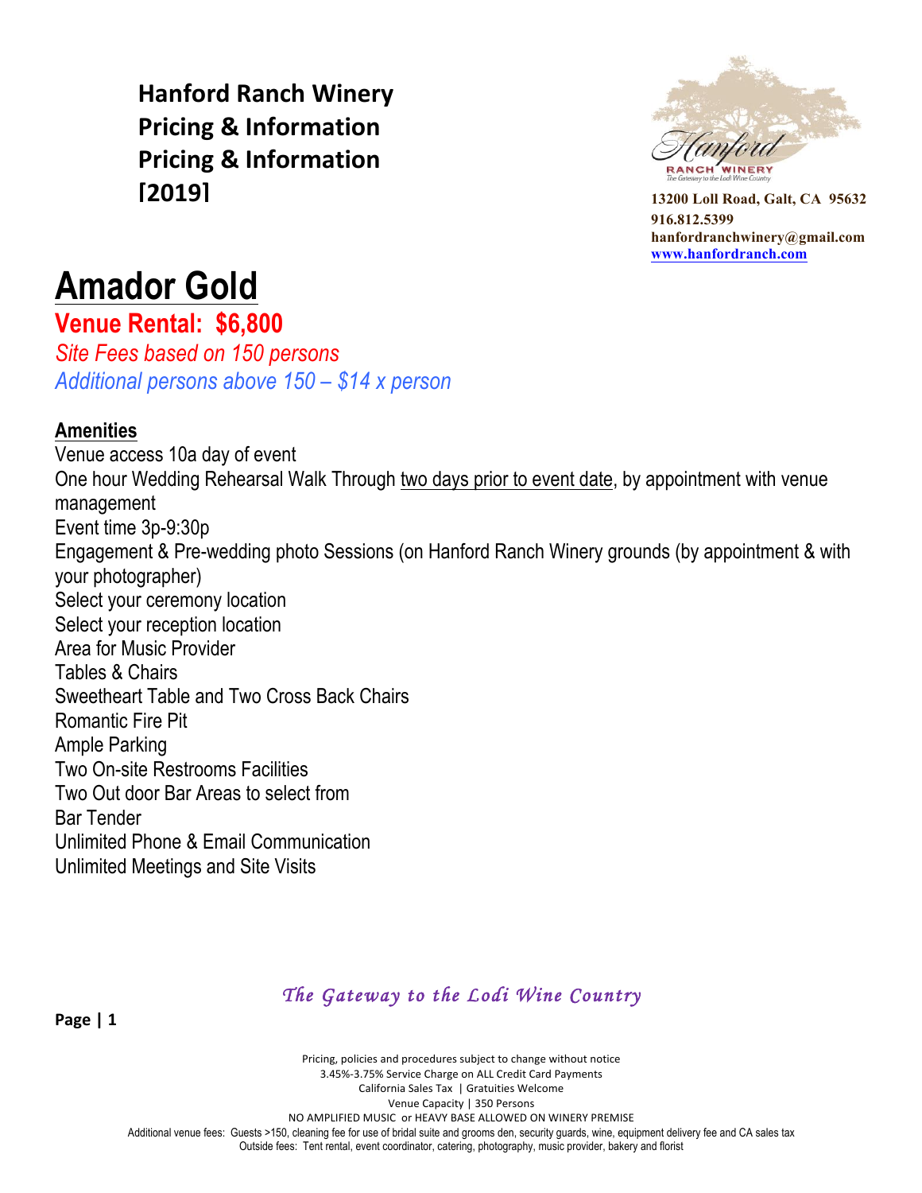**Hanford Ranch Winery**
**Pricing & Information**
**Pricing & Information**
**[2019]**

13200 Loll Road, Galt, CA 95632
916.812.5399
hanfordranchwinery@gmail.com
www.hanfordranch.com

# Amador Gold

## Venue Rental: $6,800

*Site Fees based on 150 persons*
*Additional persons above 150 – $14 x person*

**Amenities**

Venue access 10a day of event
One hour Wedding Rehearsal Walk Through two days prior to event date, by appointment with venue management
Event time 3p-9:30p
Engagement & Pre-wedding photo Sessions (on Hanford Ranch Winery grounds (by appointment & with your photographer)
Select your ceremony location
Select your reception location
Area for Music Provider
Tables & Chairs
Sweetheart Table and Two Cross Back Chairs
Romantic Fire Pit
Ample Parking
Two On-site Restrooms Facilities
Two Out door Bar Areas to select from
Bar Tender
Unlimited Phone & Email Communication
Unlimited Meetings and Site Visits

*The Gateway to the Lodi Wine Country*

Pricing, policies and procedures subject to change without notice
3.45%-3.75% Service Charge on ALL Credit Card Payments
California Sales Tax | Gratuities Welcome
Venue Capacity | 350 Persons
NO AMPLIFIED MUSIC or HEAVY BASE ALLOWED ON WINERY PREMISE
Additional venue fees: Guests >150, cleaning fee for use of bridal suite and grooms den, security guards, wine, equipment delivery fee and CA sales tax
Outside fees: Tent rental, event coordinator, catering, photography, music provider, bakery and florist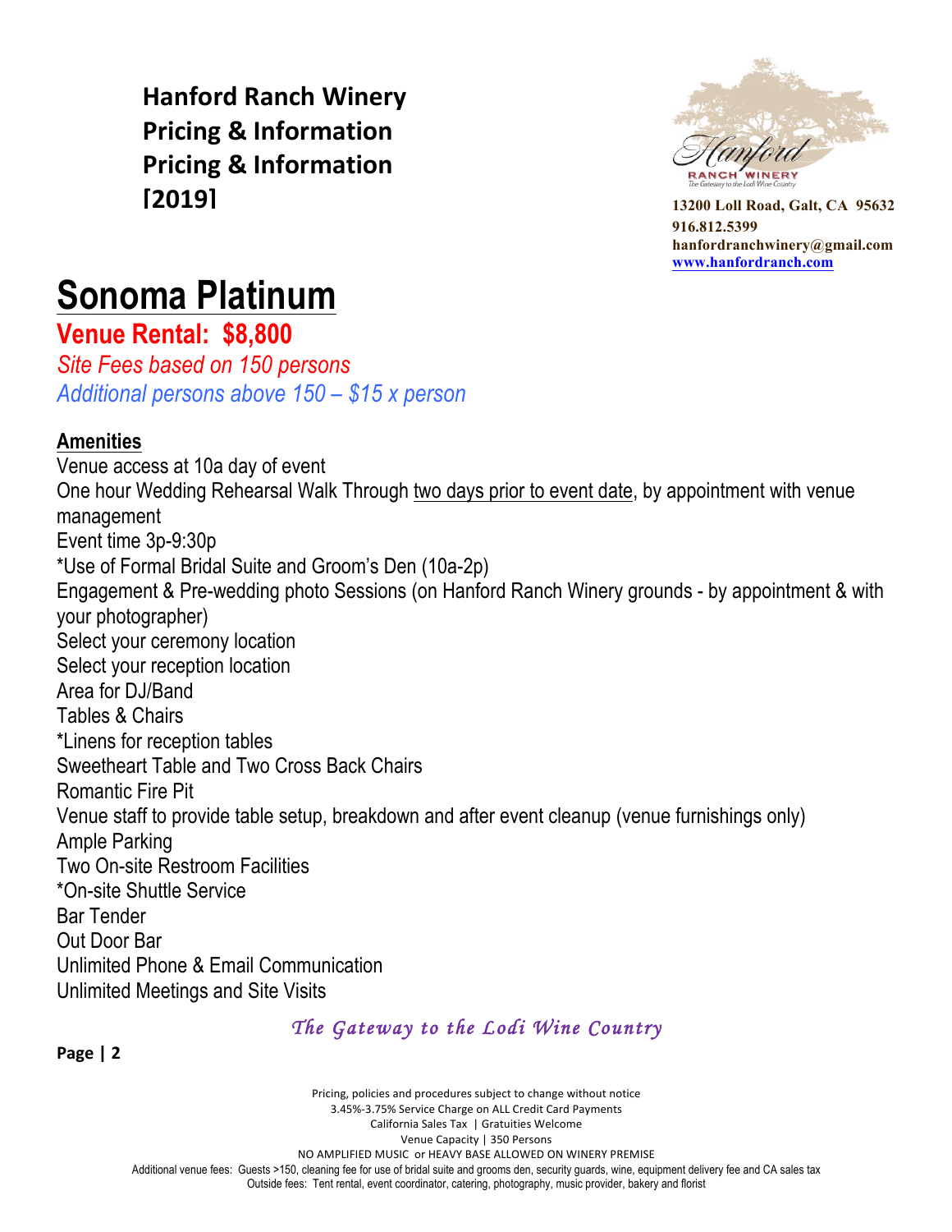**Hanford Ranch Winery**
**Pricing & Information**
**Pricing & Information**
**[2019]**

13200 Loll Road, Galt, CA 95632
916.812.5399
hanfordranchwinery@gmail.com
www.hanfordranch.com

# Sonoma Platinum

## Venue Rental: $8,800

*Site Fees based on 150 persons*

*Additional persons above 150 – $15 x person*

**Amenities**

Venue access at 10a day of event
One hour Wedding Rehearsal Walk Through two days prior to event date, by appointment with venue management
Event time 3p-9:30p
*Use of Formal Bridal Suite and Groom's Den (10a-2p)
Engagement & Pre-wedding photo Sessions (on Hanford Ranch Winery grounds - by appointment & with your photographer)
Select your ceremony location
Select your reception location
Area for DJ/Band
Tables & Chairs
*Linens for reception tables
Sweetheart Table and Two Cross Back Chairs
Romantic Fire Pit
Venue staff to provide table setup, breakdown and after event cleanup (venue furnishings only)
Ample Parking
Two On-site Restroom Facilities
*On-site Shuttle Service
Bar Tender
Out Door Bar
Unlimited Phone & Email Communication
Unlimited Meetings and Site Visits

*The Gateway to the Lodi Wine Country*

Pricing, policies and procedures subject to change without notice
3.45%-3.75% Service Charge on ALL Credit Card Payments
California Sales Tax | Gratuities Welcome
Venue Capacity | 350 Persons
NO AMPLIFIED MUSIC or HEAVY BASE ALLOWED ON WINERY PREMISE
Additional venue fees: Guests >150, cleaning fee for use of bridal suite and grooms den, security guards, wine, equipment delivery fee and CA sales tax
Outside fees: Tent rental, event coordinator, catering, photography, music provider, bakery and florist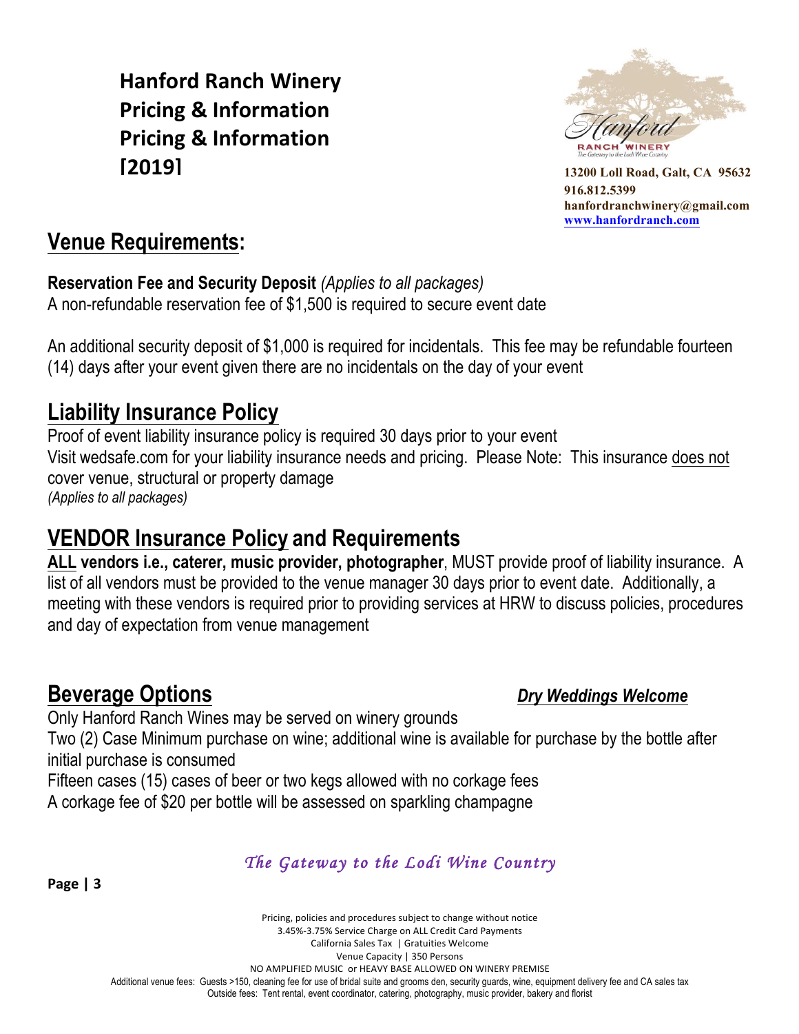**Hanford Ranch Winery**
**Pricing & Information**
**Pricing & Information**
**[2019]**

**13200 Loll Road, Galt, CA 95632**
**916.812.5399**
**hanfordranchwinery@gmail.com**
**www.hanfordranch.com**

## Venue Requirements:

**Reservation Fee and Security Deposit** *(Applies to all packages)*
A non-refundable reservation fee of $1,500 is required to secure event date

An additional security deposit of $1,000 is required for incidentals. This fee may be refundable fourteen (14) days after your event given there are no incidentals on the day of your event

## Liability Insurance Policy

Proof of event liability insurance policy is required 30 days prior to your event
Visit wedsafe.com for your liability insurance needs and pricing. Please Note: This insurance does not cover venue, structural or property damage
*(Applies to all packages)*

## VENDOR Insurance Policy and Requirements

**ALL vendors i.e., caterer, music provider, photographer**, MUST provide proof of liability insurance. A list of all vendors must be provided to the venue manager 30 days prior to event date. Additionally, a meeting with these vendors is required prior to providing services at HRW to discuss policies, procedures and day of expectation from venue management

## Beverage Options

***Dry Weddings Welcome***

Only Hanford Ranch Wines may be served on winery grounds
Two (2) Case Minimum purchase on wine; additional wine is available for purchase by the bottle after initial purchase is consumed
Fifteen cases (15) cases of beer or two kegs allowed with no corkage fees
A corkage fee of $20 per bottle will be assessed on sparkling champagne

*The Gateway to the Lodi Wine Country*

Pricing, policies and procedures subject to change without notice
3.45%-3.75% Service Charge on ALL Credit Card Payments
California Sales Tax | Gratuities Welcome
Venue Capacity | 350 Persons
NO AMPLIFIED MUSIC or HEAVY BASE ALLOWED ON WINERY PREMISE
Additional venue fees: Guests >150, cleaning fee for use of bridal suite and grooms den, security guards, wine, equipment delivery fee and CA sales tax
Outside fees: Tent rental, event coordinator, catering, photography, music provider, bakery and florist